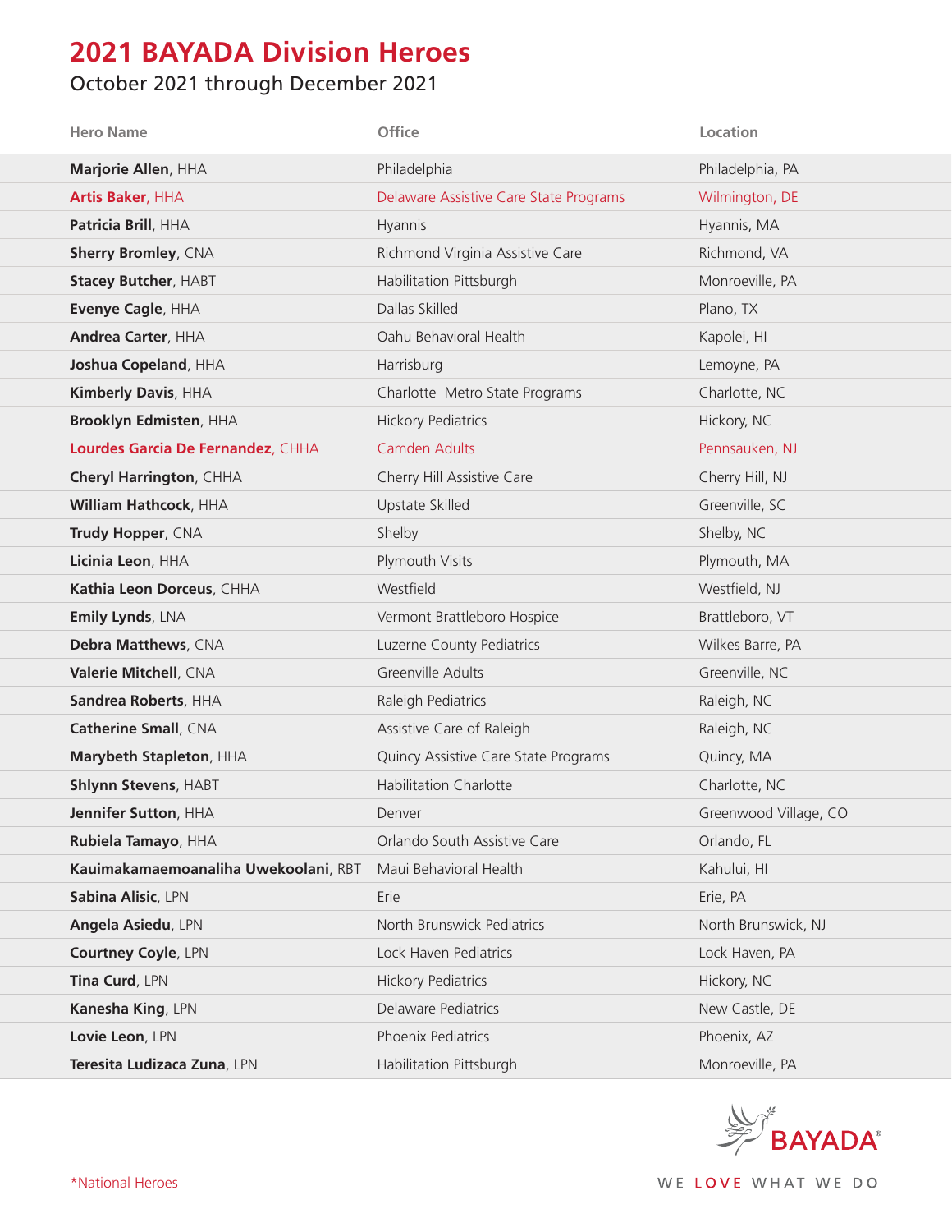# 2021 BAYADA Division Heroes

October 2021 through December 2021

| Hero Name | Office | Location |
|---|---|---|
| **Marjorie Allen**, HHA | Philadelphia | Philadelphia, PA |
| **Artis Baker**, HHA | Delaware Assistive Care State Programs | Wilmington, DE |
| **Patricia Brill**, HHA | Hyannis | Hyannis, MA |
| **Sherry Bromley**, CNA | Richmond Virginia Assistive Care | Richmond, VA |
| **Stacey Butcher**, HABT | Habilitation Pittsburgh | Monroeville, PA |
| **Evenye Cagle**, HHA | Dallas Skilled | Plano, TX |
| **Andrea Carter**, HHA | Oahu Behavioral Health | Kapolei, HI |
| **Joshua Copeland**, HHA | Harrisburg | Lemoyne, PA |
| **Kimberly Davis**, HHA | Charlotte Metro State Programs | Charlotte, NC |
| **Brooklyn Edmisten**, HHA | Hickory Pediatrics | Hickory, NC |
| **Lourdes Garcia De Fernandez**, CHHA | Camden Adults | Pennsauken, NJ |
| **Cheryl Harrington**, CHHA | Cherry Hill Assistive Care | Cherry Hill, NJ |
| **William Hathcock**, HHA | Upstate Skilled | Greenville, SC |
| **Trudy Hopper**, CNA | Shelby | Shelby, NC |
| **Licinia Leon**, HHA | Plymouth Visits | Plymouth, MA |
| **Kathia Leon Dorceus**, CHHA | Westfield | Westfield, NJ |
| **Emily Lynds**, LNA | Vermont Brattleboro Hospice | Brattleboro, VT |
| **Debra Matthews**, CNA | Luzerne County Pediatrics | Wilkes Barre, PA |
| **Valerie Mitchell**, CNA | Greenville Adults | Greenville, NC |
| **Sandrea Roberts**, HHA | Raleigh Pediatrics | Raleigh, NC |
| **Catherine Small**, CNA | Assistive Care of Raleigh | Raleigh, NC |
| **Marybeth Stapleton**, HHA | Quincy Assistive Care State Programs | Quincy, MA |
| **Shlynn Stevens**, HABT | Habilitation Charlotte | Charlotte, NC |
| **Jennifer Sutton**, HHA | Denver | Greenwood Village, CO |
| **Rubiela Tamayo**, HHA | Orlando South Assistive Care | Orlando, FL |
| **Kauimakamaemoanaliha Uwekoolani**, RBT | Maui Behavioral Health | Kahului, HI |
| **Sabina Alisic**, LPN | Erie | Erie, PA |
| **Angela Asiedu**, LPN | North Brunswick Pediatrics | North Brunswick, NJ |
| **Courtney Coyle**, LPN | Lock Haven Pediatrics | Lock Haven, PA |
| **Tina Curd**, LPN | Hickory Pediatrics | Hickory, NC |
| **Kanesha King**, LPN | Delaware Pediatrics | New Castle, DE |
| **Lovie Leon**, LPN | Phoenix Pediatrics | Phoenix, AZ |
| **Teresita Ludizaca Zuna**, LPN | Habilitation Pittsburgh | Monroeville, PA |

*National Heroes

BAYADA®

WE LOVE WHAT WE DO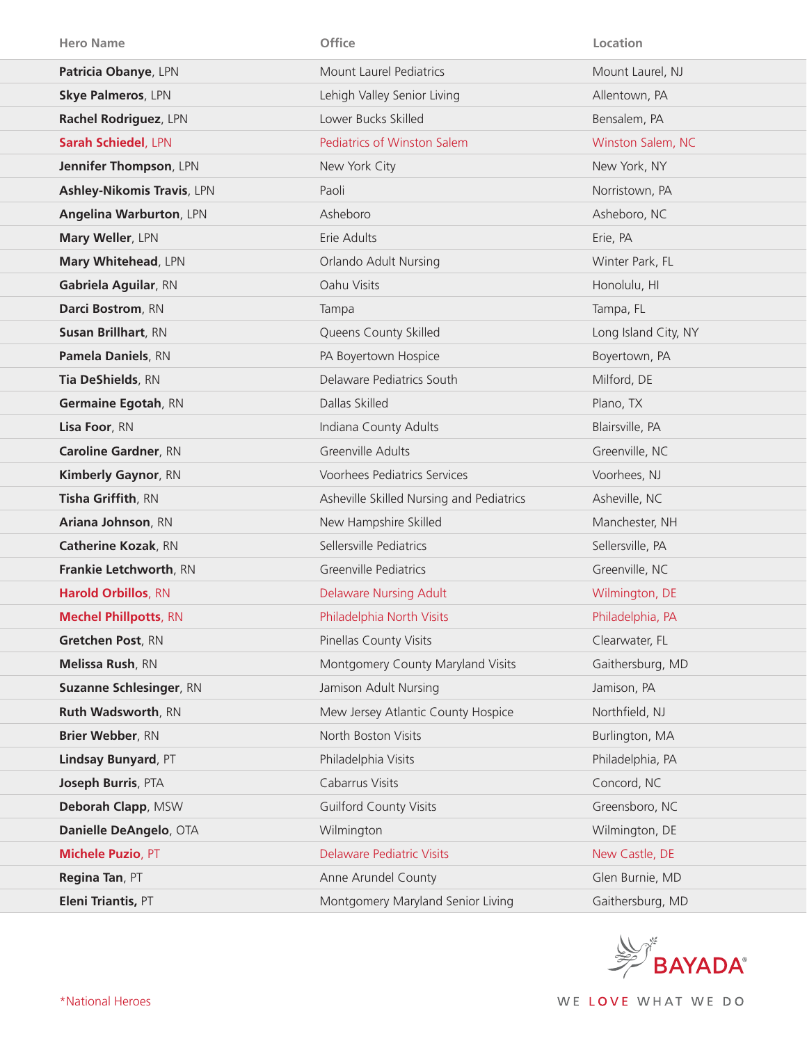| Hero Name | Office | Location |
|---|---|---|
| **Patricia Obanye**, LPN | Mount Laurel Pediatrics | Mount Laurel, NJ |
| **Skye Palmeros**, LPN | Lehigh Valley Senior Living | Allentown, PA |
| **Rachel Rodriguez**, LPN | Lower Bucks Skilled | Bensalem, PA |
| **Sarah Schiedel**, LPN | Pediatrics of Winston Salem | Winston Salem, NC |
| **Jennifer Thompson**, LPN | New York City | New York, NY |
| **Ashley-Nikomis Travis**, LPN | Paoli | Norristown, PA |
| **Angelina Warburton**, LPN | Asheboro | Asheboro, NC |
| **Mary Weller**, LPN | Erie Adults | Erie, PA |
| **Mary Whitehead**, LPN | Orlando Adult Nursing | Winter Park, FL |
| **Gabriela Aguilar**, RN | Oahu Visits | Honolulu, HI |
| **Darci Bostrom**, RN | Tampa | Tampa, FL |
| **Susan Brillhart**, RN | Queens County Skilled | Long Island City, NY |
| **Pamela Daniels**, RN | PA Boyertown Hospice | Boyertown, PA |
| **Tia DeShields**, RN | Delaware Pediatrics South | Milford, DE |
| **Germaine Egotah**, RN | Dallas Skilled | Plano, TX |
| **Lisa Foor**, RN | Indiana County Adults | Blairsville, PA |
| **Caroline Gardner**, RN | Greenville Adults | Greenville, NC |
| **Kimberly Gaynor**, RN | Voorhees Pediatrics Services | Voorhees, NJ |
| **Tisha Griffith**, RN | Asheville Skilled Nursing and Pediatrics | Asheville, NC |
| **Ariana Johnson**, RN | New Hampshire Skilled | Manchester, NH |
| **Catherine Kozak**, RN | Sellersville Pediatrics | Sellersville, PA |
| **Frankie Letchworth**, RN | Greenville Pediatrics | Greenville, NC |
| **Harold Orbillos**, RN | Delaware Nursing Adult | Wilmington, DE |
| **Mechel Phillpotts**, RN | Philadelphia North Visits | Philadelphia, PA |
| **Gretchen Post**, RN | Pinellas County Visits | Clearwater, FL |
| **Melissa Rush**, RN | Montgomery County Maryland Visits | Gaithersburg, MD |
| **Suzanne Schlesinger**, RN | Jamison Adult Nursing | Jamison, PA |
| **Ruth Wadsworth**, RN | Mew Jersey Atlantic County Hospice | Northfield, NJ |
| **Brier Webber**, RN | North Boston Visits | Burlington, MA |
| **Lindsay Bunyard**, PT | Philadelphia Visits | Philadelphia, PA |
| **Joseph Burris**, PTA | Cabarrus Visits | Concord, NC |
| **Deborah Clapp**, MSW | Guilford County Visits | Greensboro, NC |
| **Danielle DeAngelo**, OTA | Wilmington | Wilmington, DE |
| **Michele Puzio**, PT | Delaware Pediatric Visits | New Castle, DE |
| **Regina Tan**, PT | Anne Arundel County | Glen Burnie, MD |
| **Eleni Triantis,** PT | Montgomery Maryland Senior Living | Gaithersburg, MD |

*National Heroes

BAYADA®

WE LOVE WHAT WE DO